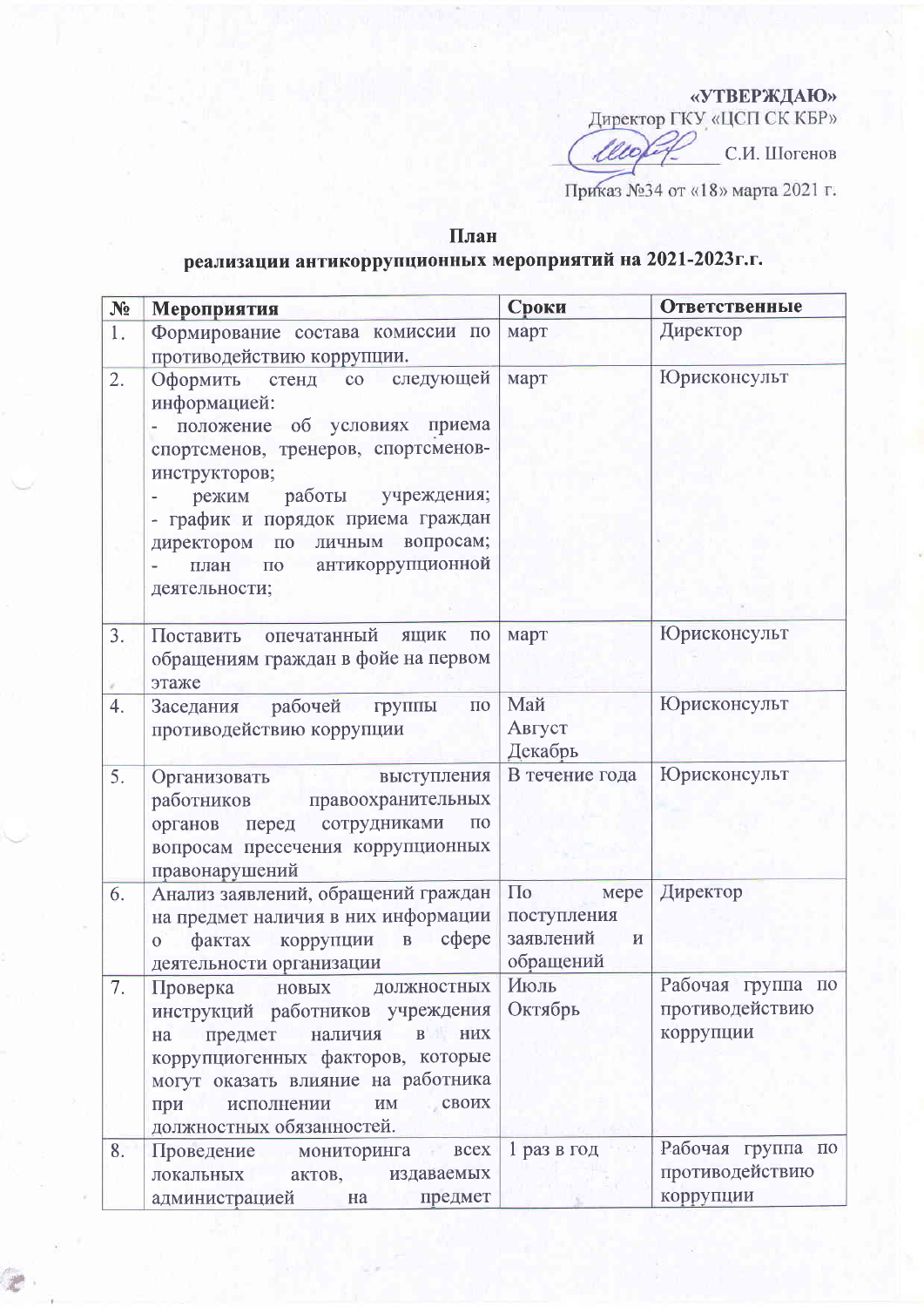**«УТВЕРЖДАЮ»**
Директор ГКУ «ЦСП СК КБР»
_____________ С.И. Шогенов

Приказ №34 от «18» марта 2021 г.

**План**
**реализации антикоррупционных мероприятий на 2021-2023г.г.**

| № | Мероприятия | Сроки | Ответственные |
|---|---|---|---|
| 1. | Формирование состава комиссии по противодействию коррупции. | март | Директор |
| 2. | Оформить стенд со следующей информацией:<br>- положение об условиях приема спортсменов, тренеров, спортсменов-инструкторов;<br>- режим работы учреждения;<br>- график и порядок приема граждан директором по личным вопросам;<br>- план по антикоррупционной деятельности; | март | Юрисконсульт |
| 3. | Поставить опечатанный ящик по обращениям граждан в фойе на первом этаже | март | Юрисконсульт |
| 4. | Заседания рабочей группы по противодействию коррупции | Май<br>Август<br>Декабрь | Юрисконсульт |
| 5. | Организовать выступления работников правоохранительных органов перед сотрудниками по вопросам пресечения коррупционных правонарушений | В течение года | Юрисконсульт |
| 6. | Анализ заявлений, обращений граждан на предмет наличия в них информации о фактах коррупции в сфере деятельности организации | По мере поступления заявлений и обращений | Директор |
| 7. | Проверка новых должностных инструкций работников учреждения на предмет наличия в них коррупциогенных факторов, которые могут оказать влияние на работника при исполнении им своих должностных обязанностей. | Июль<br>Октябрь | Рабочая группа по противодействию коррупции |
| 8. | Проведение мониторинга всех локальных актов, издаваемых администрацией на предмет | 1 раз в год | Рабочая группа по противодействию коррупции |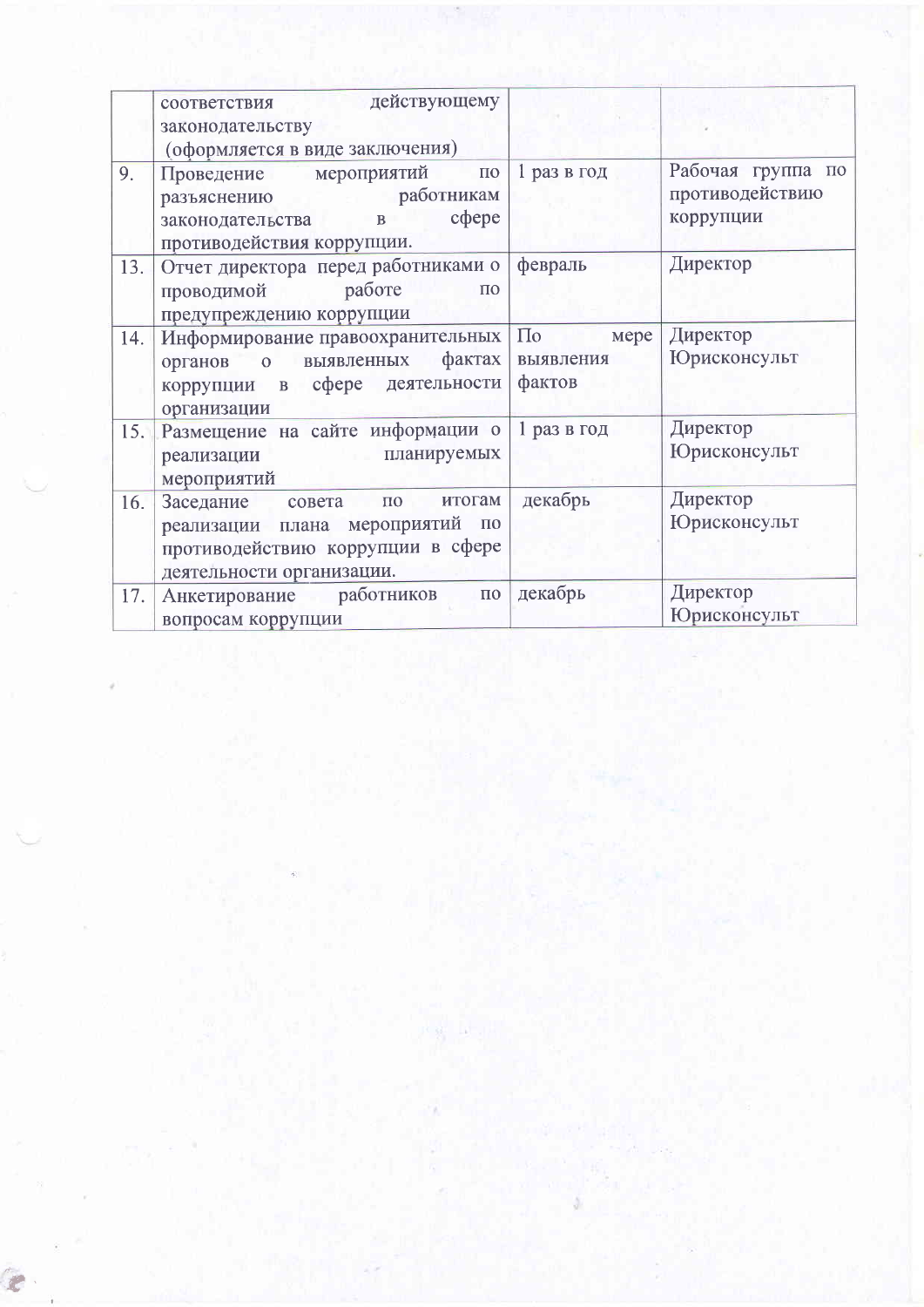| | | | |
|---|---|---|---|
| | соответствия действующему законодательству (оформляется в виде заключения) | | |
| 9. | Проведение мероприятий по разъяснению работникам законодательства в сфере противодействия коррупции. | 1 раз в год | Рабочая группа по противодействию коррупции |
| 13. | Отчет директора перед работниками о проводимой работе по предупреждению коррупции | февраль | Директор |
| 14. | Информирование правоохранительных органов о выявленных фактах коррупции в сфере деятельности организации | По мере выявления фактов | Директор Юрисконсульт |
| 15. | Размещение на сайте информации о реализации планируемых мероприятий | 1 раз в год | Директор Юрисконсульт |
| 16. | Заседание совета по итогам реализации плана мероприятий по противодействию коррупции в сфере деятельности организации. | декабрь | Директор Юрисконсульт |
| 17. | Анкетирование работников по вопросам коррупции | декабрь | Директор Юрисконсульт |